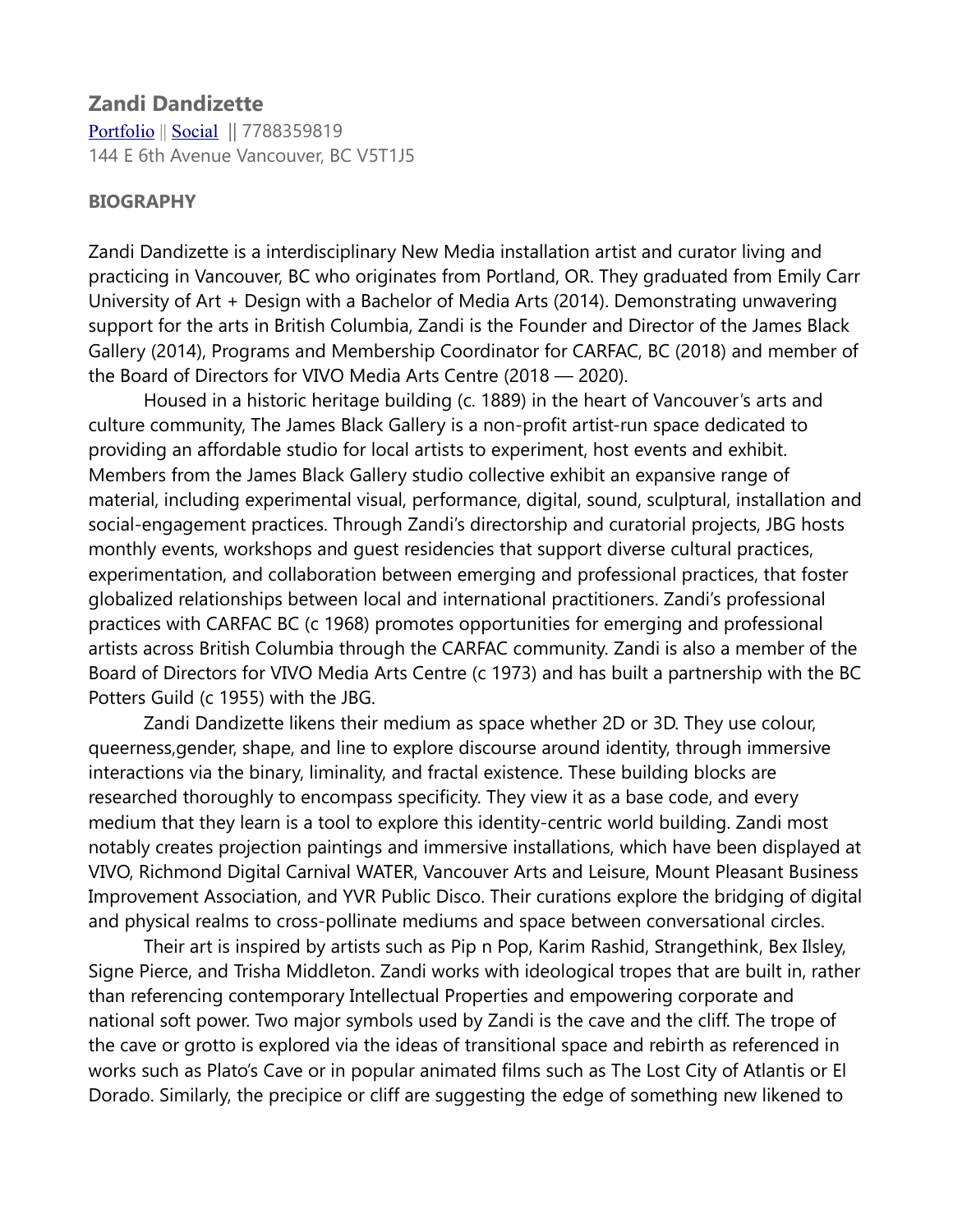## Zandi Dandizette

Portfolio || Social || 7788359819
144 E 6th Avenue Vancouver, BC V5T1J5

**BIOGRAPHY**

Zandi Dandizette is a interdisciplinary New Media installation artist and curator living and practicing in Vancouver, BC who originates from Portland, OR. They graduated from Emily Carr University of Art + Design with a Bachelor of Media Arts (2014). Demonstrating unwavering support for the arts in British Columbia, Zandi is the Founder and Director of the James Black Gallery (2014), Programs and Membership Coordinator for CARFAC, BC (2018) and member of the Board of Directors for VIVO Media Arts Centre (2018 — 2020).

Housed in a historic heritage building (c. 1889) in the heart of Vancouver's arts and culture community, The James Black Gallery is a non-profit artist-run space dedicated to providing an affordable studio for local artists to experiment, host events and exhibit. Members from the James Black Gallery studio collective exhibit an expansive range of material, including experimental visual, performance, digital, sound, sculptural, installation and social-engagement practices. Through Zandi's directorship and curatorial projects, JBG hosts monthly events, workshops and guest residencies that support diverse cultural practices, experimentation, and collaboration between emerging and professional practices, that foster globalized relationships between local and international practitioners. Zandi's professional practices with CARFAC BC (c 1968) promotes opportunities for emerging and professional artists across British Columbia through the CARFAC community. Zandi is also a member of the Board of Directors for VIVO Media Arts Centre (c 1973) and has built a partnership with the BC Potters Guild (c 1955) with the JBG.

Zandi Dandizette likens their medium as space whether 2D or 3D. They use colour, queerness,gender, shape, and line to explore discourse around identity, through immersive interactions via the binary, liminality, and fractal existence. These building blocks are researched thoroughly to encompass specificity. They view it as a base code, and every medium that they learn is a tool to explore this identity-centric world building. Zandi most notably creates projection paintings and immersive installations, which have been displayed at VIVO, Richmond Digital Carnival WATER, Vancouver Arts and Leisure, Mount Pleasant Business Improvement Association, and YVR Public Disco. Their curations explore the bridging of digital and physical realms to cross-pollinate mediums and space between conversational circles.

Their art is inspired by artists such as Pip n Pop, Karim Rashid, Strangethink, Bex Ilsley, Signe Pierce, and Trisha Middleton. Zandi works with ideological tropes that are built in, rather than referencing contemporary Intellectual Properties and empowering corporate and national soft power. Two major symbols used by Zandi is the cave and the cliff. The trope of the cave or grotto is explored via the ideas of transitional space and rebirth as referenced in works such as Plato's Cave or in popular animated films such as The Lost City of Atlantis or El Dorado. Similarly, the precipice or cliff are suggesting the edge of something new likened to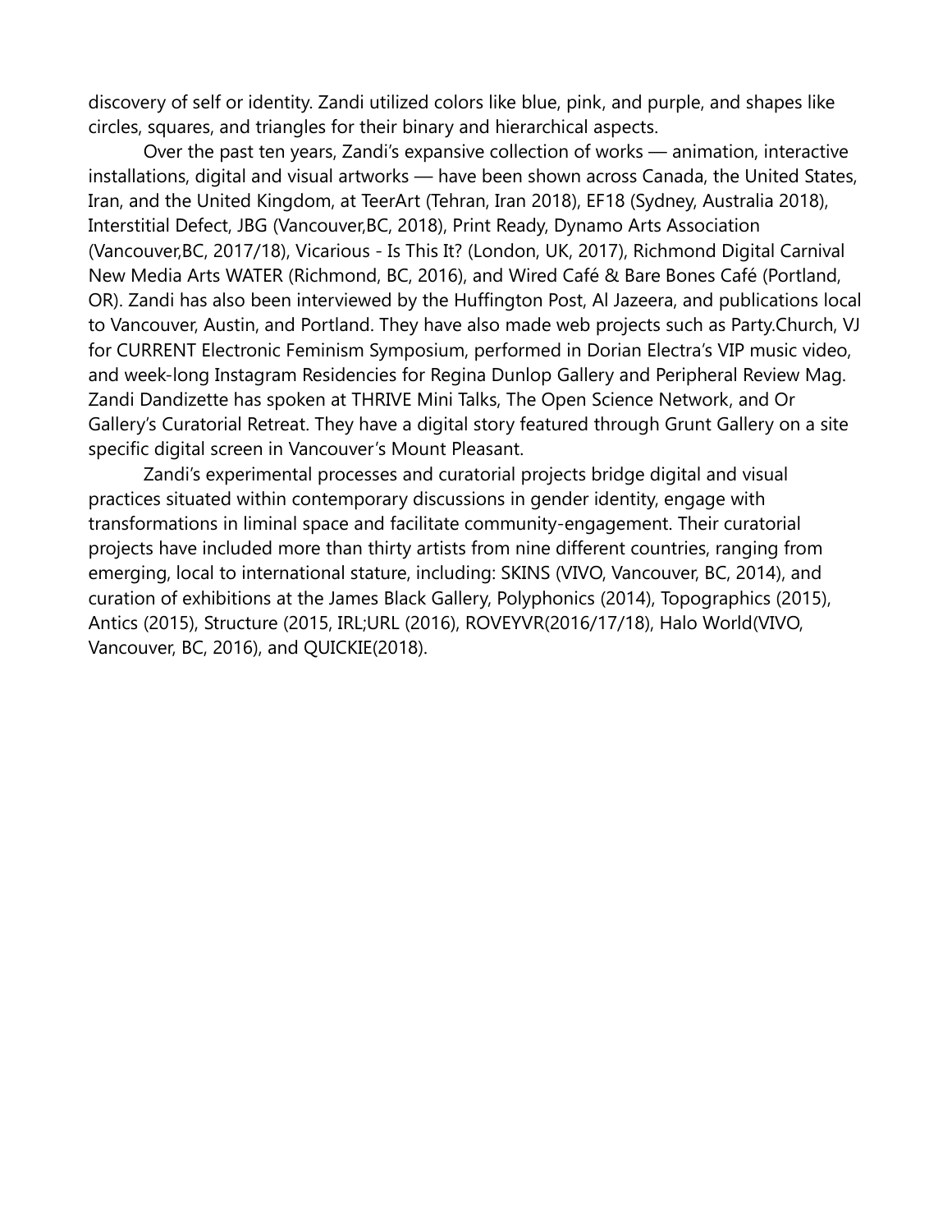discovery of self or identity. Zandi utilized colors like blue, pink, and purple, and shapes like circles, squares, and triangles for their binary and hierarchical aspects.

Over the past ten years, Zandi's expansive collection of works — animation, interactive installations, digital and visual artworks — have been shown across Canada, the United States, Iran, and the United Kingdom, at TeerArt (Tehran, Iran 2018), EF18 (Sydney, Australia 2018), Interstitial Defect, JBG (Vancouver,BC, 2018), Print Ready, Dynamo Arts Association (Vancouver,BC, 2017/18), Vicarious - Is This It? (London, UK, 2017), Richmond Digital Carnival New Media Arts WATER (Richmond, BC, 2016), and Wired Café & Bare Bones Café (Portland, OR). Zandi has also been interviewed by the Huffington Post, Al Jazeera, and publications local to Vancouver, Austin, and Portland. They have also made web projects such as Party.Church, VJ for CURRENT Electronic Feminism Symposium, performed in Dorian Electra's VIP music video, and week-long Instagram Residencies for Regina Dunlop Gallery and Peripheral Review Mag. Zandi Dandizette has spoken at THRIVE Mini Talks, The Open Science Network, and Or Gallery's Curatorial Retreat. They have a digital story featured through Grunt Gallery on a site specific digital screen in Vancouver's Mount Pleasant.

Zandi's experimental processes and curatorial projects bridge digital and visual practices situated within contemporary discussions in gender identity, engage with transformations in liminal space and facilitate community-engagement. Their curatorial projects have included more than thirty artists from nine different countries, ranging from emerging, local to international stature, including: SKINS (VIVO, Vancouver, BC, 2014), and curation of exhibitions at the James Black Gallery, Polyphonics (2014), Topographics (2015), Antics (2015), Structure (2015, IRL;URL (2016), ROVEYVR(2016/17/18), Halo World(VIVO, Vancouver, BC, 2016), and QUICKIE(2018).